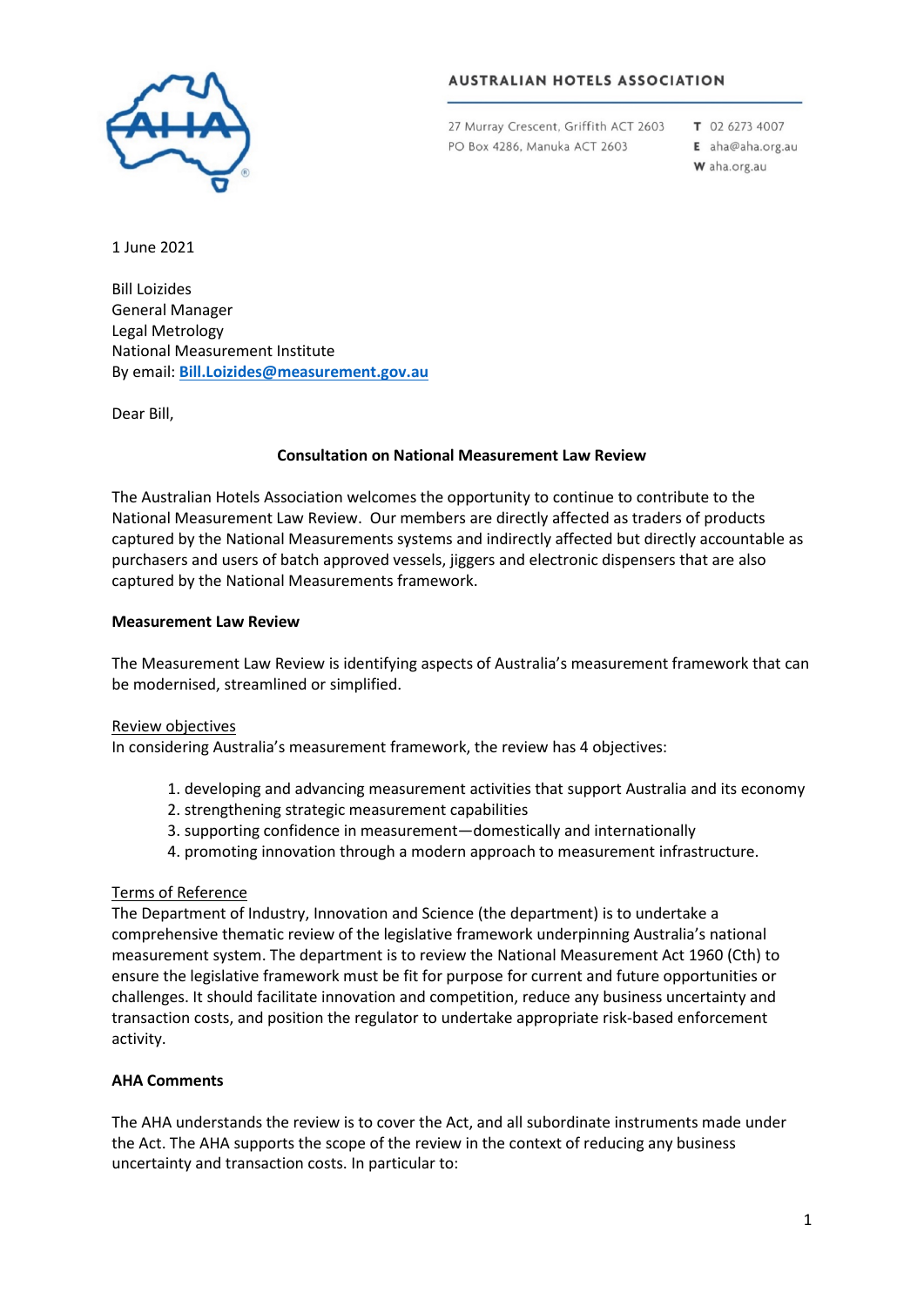**AUSTRALIAN HOTELS ASSOCIATION**

27 Murray Crescent, Griffith ACT 2603
PO Box 4286, Manuka ACT 2603

**T** 02 6273 4007
**E** aha@aha.org.au
**W** aha.org.au

1 June 2021

Bill Loizides
General Manager
Legal Metrology
National Measurement Institute
By email: **Bill.Loizides@measurement.gov.au**

Dear Bill,

**Consultation on National Measurement Law Review**

The Australian Hotels Association welcomes the opportunity to continue to contribute to the National Measurement Law Review. Our members are directly affected as traders of products captured by the National Measurements systems and indirectly affected but directly accountable as purchasers and users of batch approved vessels, jiggers and electronic dispensers that are also captured by the National Measurements framework.

**Measurement Law Review**

The Measurement Law Review is identifying aspects of Australia's measurement framework that can be modernised, streamlined or simplified.

Review objectives

In considering Australia's measurement framework, the review has 4 objectives:

1. developing and advancing measurement activities that support Australia and its economy
2. strengthening strategic measurement capabilities
3. supporting confidence in measurement—domestically and internationally
4. promoting innovation through a modern approach to measurement infrastructure.

Terms of Reference

The Department of Industry, Innovation and Science (the department) is to undertake a comprehensive thematic review of the legislative framework underpinning Australia's national measurement system. The department is to review the National Measurement Act 1960 (Cth) to ensure the legislative framework must be fit for purpose for current and future opportunities or challenges. It should facilitate innovation and competition, reduce any business uncertainty and transaction costs, and position the regulator to undertake appropriate risk-based enforcement activity.

**AHA Comments**

The AHA understands the review is to cover the Act, and all subordinate instruments made under the Act. The AHA supports the scope of the review in the context of reducing any business uncertainty and transaction costs. In particular to: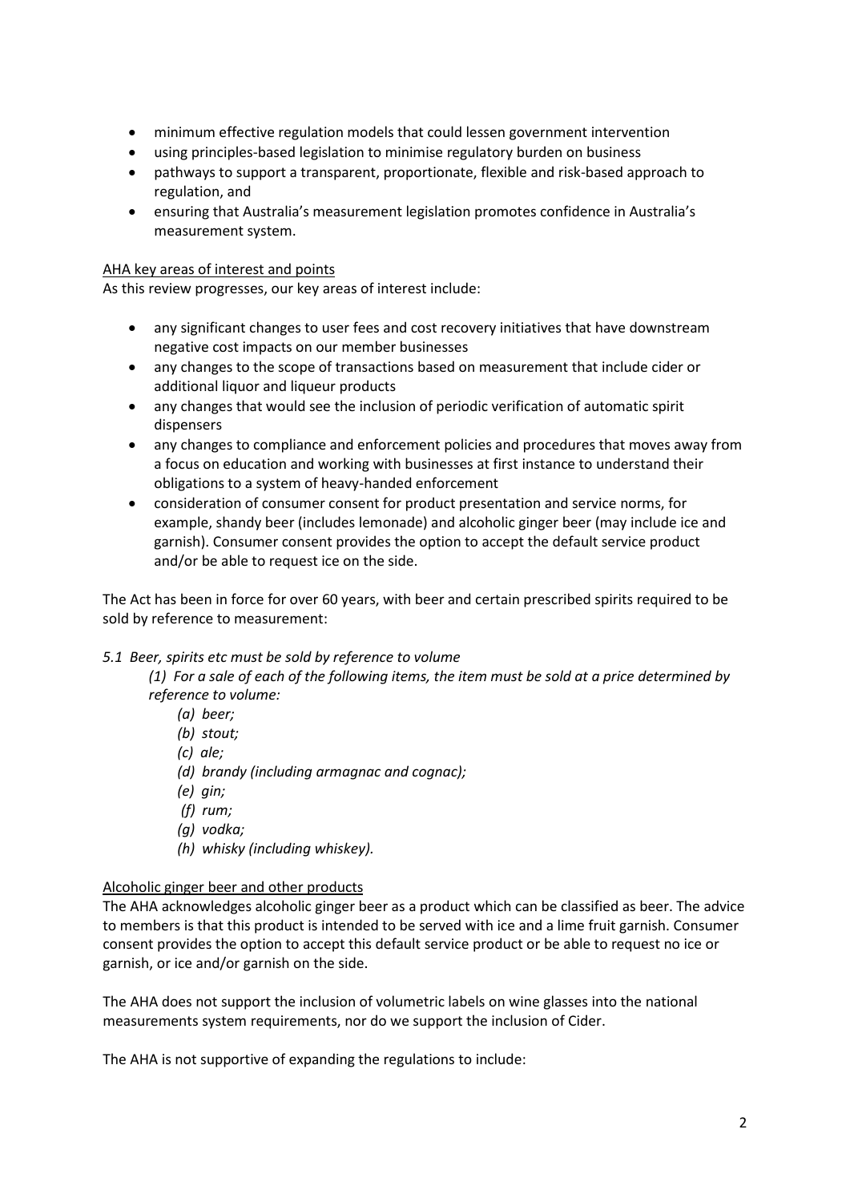- minimum effective regulation models that could lessen government intervention
- using principles-based legislation to minimise regulatory burden on business
- pathways to support a transparent, proportionate, flexible and risk-based approach to regulation, and
- ensuring that Australia's measurement legislation promotes confidence in Australia's measurement system.

<u>AHA key areas of interest and points</u>

As this review progresses, our key areas of interest include:

- any significant changes to user fees and cost recovery initiatives that have downstream negative cost impacts on our member businesses
- any changes to the scope of transactions based on measurement that include cider or additional liquor and liqueur products
- any changes that would see the inclusion of periodic verification of automatic spirit dispensers
- any changes to compliance and enforcement policies and procedures that moves away from a focus on education and working with businesses at first instance to understand their obligations to a system of heavy-handed enforcement
- consideration of consumer consent for product presentation and service norms, for example, shandy beer (includes lemonade) and alcoholic ginger beer (may include ice and garnish). Consumer consent provides the option to accept the default service product and/or be able to request ice on the side.

The Act has been in force for over 60 years, with beer and certain prescribed spirits required to be sold by reference to measurement:

*5.1 Beer, spirits etc must be sold by reference to volume*

*(1) For a sale of each of the following items, the item must be sold at a price determined by reference to volume:*

*(a) beer;*
*(b) stout;*
*(c) ale;*
*(d) brandy (including armagnac and cognac);*
*(e) gin;*
*(f) rum;*
*(g) vodka;*
*(h) whisky (including whiskey).*

<u>Alcoholic ginger beer and other products</u>

The AHA acknowledges alcoholic ginger beer as a product which can be classified as beer. The advice to members is that this product is intended to be served with ice and a lime fruit garnish. Consumer consent provides the option to accept this default service product or be able to request no ice or garnish, or ice and/or garnish on the side.

The AHA does not support the inclusion of volumetric labels on wine glasses into the national measurements system requirements, nor do we support the inclusion of Cider.

The AHA is not supportive of expanding the regulations to include: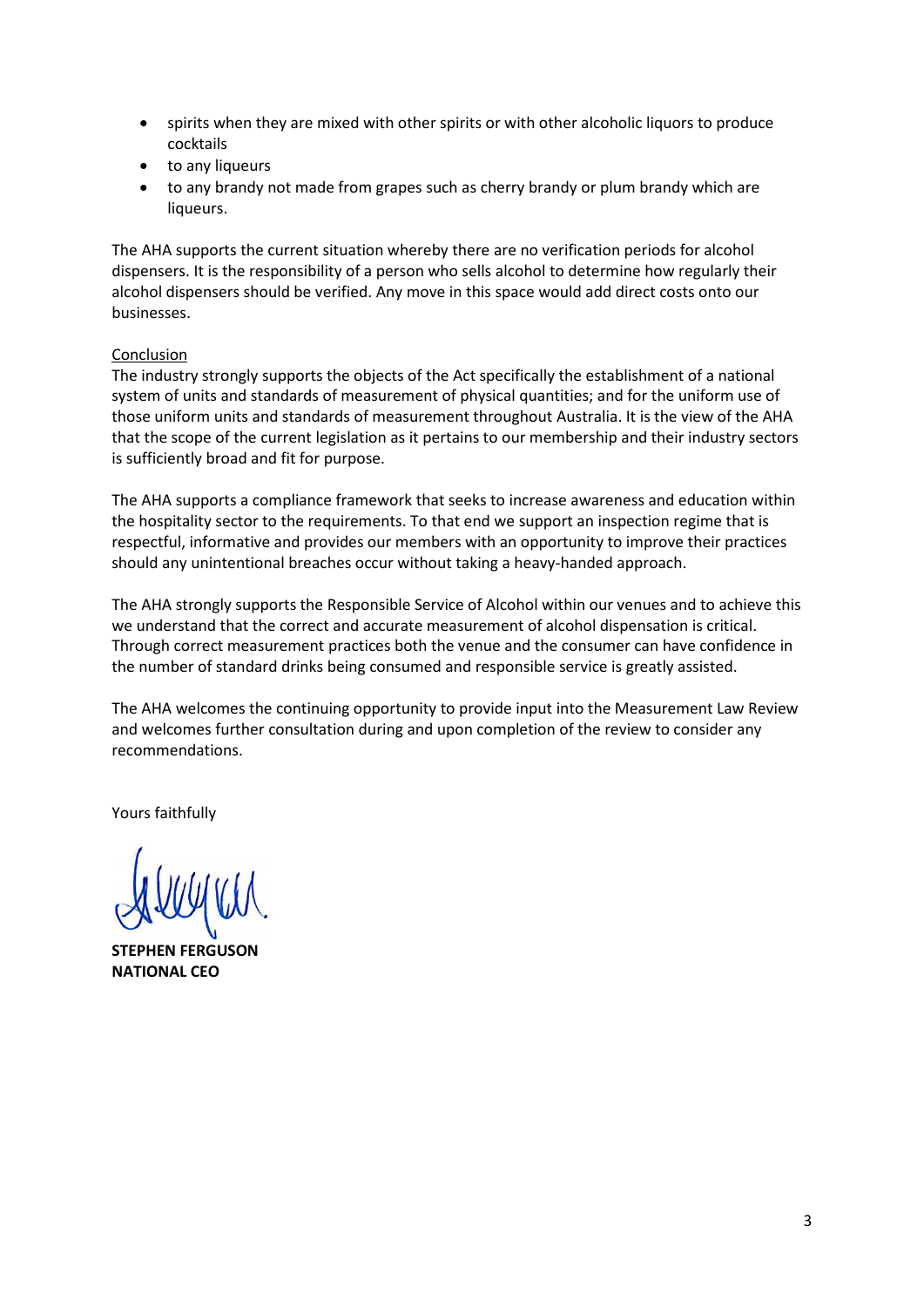- spirits when they are mixed with other spirits or with other alcoholic liquors to produce cocktails
- to any liqueurs
- to any brandy not made from grapes such as cherry brandy or plum brandy which are liqueurs.

The AHA supports the current situation whereby there are no verification periods for alcohol dispensers. It is the responsibility of a person who sells alcohol to determine how regularly their alcohol dispensers should be verified. Any move in this space would add direct costs onto our businesses.

Conclusion

The industry strongly supports the objects of the Act specifically the establishment of a national system of units and standards of measurement of physical quantities; and for the uniform use of those uniform units and standards of measurement throughout Australia. It is the view of the AHA that the scope of the current legislation as it pertains to our membership and their industry sectors is sufficiently broad and fit for purpose.

The AHA supports a compliance framework that seeks to increase awareness and education within the hospitality sector to the requirements. To that end we support an inspection regime that is respectful, informative and provides our members with an opportunity to improve their practices should any unintentional breaches occur without taking a heavy-handed approach.

The AHA strongly supports the Responsible Service of Alcohol within our venues and to achieve this we understand that the correct and accurate measurement of alcohol dispensation is critical. Through correct measurement practices both the venue and the consumer can have confidence in the number of standard drinks being consumed and responsible service is greatly assisted.

The AHA welcomes the continuing opportunity to provide input into the Measurement Law Review and welcomes further consultation during and upon completion of the review to consider any recommendations.

Yours faithfully

**STEPHEN FERGUSON**
**NATIONAL CEO**